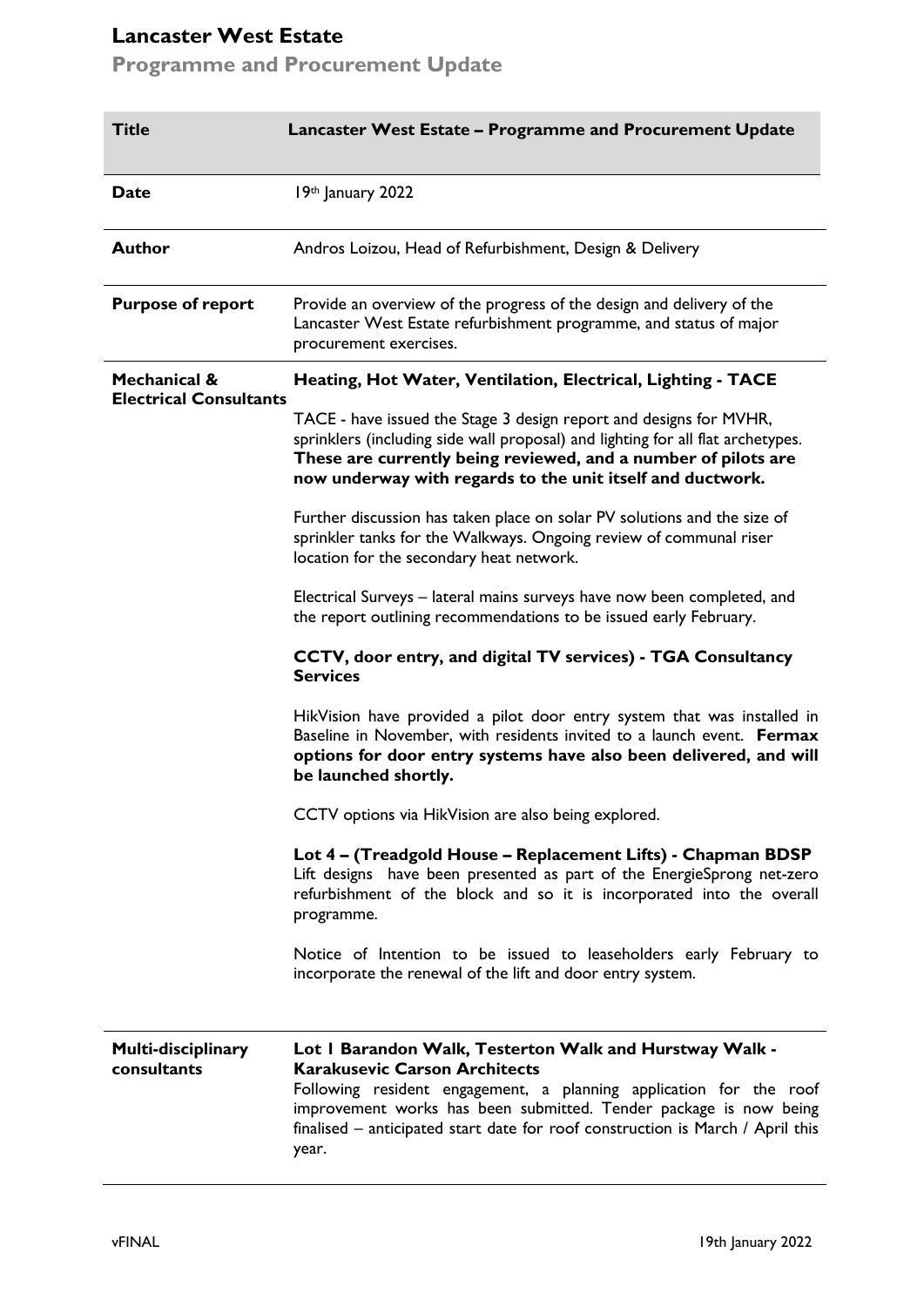# Lancaster West Estate

## Programme and Procurement Update

| **Title** | **Lancaster West Estate – Programme and Procurement Update** |
|---|---|
| **Date** | 19th January 2022 |
| **Author** | Andros Loizou, Head of Refurbishment, Design & Delivery |
| **Purpose of report** | Provide an overview of the progress of the design and delivery of the Lancaster West Estate refurbishment programme, and status of major procurement exercises. |
| **Mechanical & Electrical Consultants** | **Heating, Hot Water, Ventilation, Electrical, Lighting - TACE**<br><br>TACE - have issued the Stage 3 design report and designs for MVHR, sprinklers (including side wall proposal) and lighting for all flat archetypes. **These are currently being reviewed, and a number of pilots are now underway with regards to the unit itself and ductwork.**<br><br>Further discussion has taken place on solar PV solutions and the size of sprinkler tanks for the Walkways. Ongoing review of communal riser location for the secondary heat network.<br><br>Electrical Surveys – lateral mains surveys have now been completed, and the report outlining recommendations to be issued early February.<br><br>**CCTV, door entry, and digital TV services) - TGA Consultancy Services**<br><br>HikVision have provided a pilot door entry system that was installed in Baseline in November, with residents invited to a launch event. **Fermax options for door entry systems have also been delivered, and will be launched shortly.**<br><br>CCTV options via HikVision are also being explored.<br><br>**Lot 4 – (Treadgold House – Replacement Lifts) - Chapman BDSP**<br>Lift designs have been presented as part of the EnergieSprong net-zero refurbishment of the block and so it is incorporated into the overall programme.<br><br>Notice of Intention to be issued to leaseholders early February to incorporate the renewal of the lift and door entry system. |
| **Multi-disciplinary consultants** | **Lot 1 Barandon Walk, Testerton Walk and Hurstway Walk - Karakusevic Carson Architects**<br>Following resident engagement, a planning application for the roof improvement works has been submitted. Tender package is now being finalised – anticipated start date for roof construction is March / April this year. |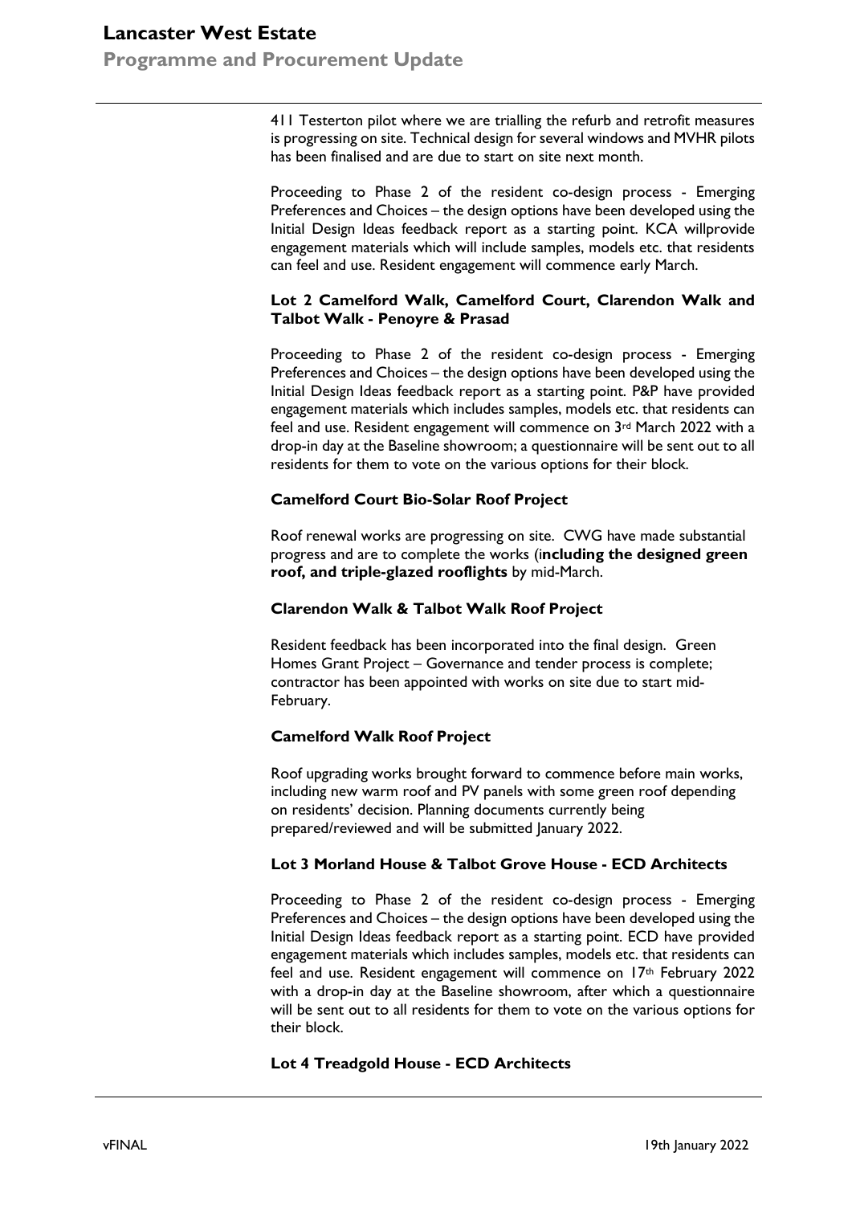411 Testerton pilot where we are trialling the refurb and retrofit measures is progressing on site. Technical design for several windows and MVHR pilots has been finalised and are due to start on site next month.

Proceeding to Phase 2 of the resident co-design process - Emerging Preferences and Choices – the design options have been developed using the Initial Design Ideas feedback report as a starting point. KCA willprovide engagement materials which will include samples, models etc. that residents can feel and use. Resident engagement will commence early March.

**Lot 2 Camelford Walk, Camelford Court, Clarendon Walk and Talbot Walk - Penoyre & Prasad**

Proceeding to Phase 2 of the resident co-design process - Emerging Preferences and Choices – the design options have been developed using the Initial Design Ideas feedback report as a starting point. P&P have provided engagement materials which includes samples, models etc. that residents can feel and use. Resident engagement will commence on 3rd March 2022 with a drop-in day at the Baseline showroom; a questionnaire will be sent out to all residents for them to vote on the various options for their block.

**Camelford Court Bio-Solar Roof Project**

Roof renewal works are progressing on site. CWG have made substantial progress and are to complete the works (**including the designed green roof, and triple-glazed rooflights** by mid-March.

**Clarendon Walk & Talbot Walk Roof Project**

Resident feedback has been incorporated into the final design. Green Homes Grant Project – Governance and tender process is complete; contractor has been appointed with works on site due to start mid-February.

**Camelford Walk Roof Project**

Roof upgrading works brought forward to commence before main works, including new warm roof and PV panels with some green roof depending on residents' decision. Planning documents currently being prepared/reviewed and will be submitted January 2022.

**Lot 3 Morland House & Talbot Grove House - ECD Architects**

Proceeding to Phase 2 of the resident co-design process - Emerging Preferences and Choices – the design options have been developed using the Initial Design Ideas feedback report as a starting point. ECD have provided engagement materials which includes samples, models etc. that residents can feel and use. Resident engagement will commence on 17th February 2022 with a drop-in day at the Baseline showroom, after which a questionnaire will be sent out to all residents for them to vote on the various options for their block.

**Lot 4 Treadgold House - ECD Architects**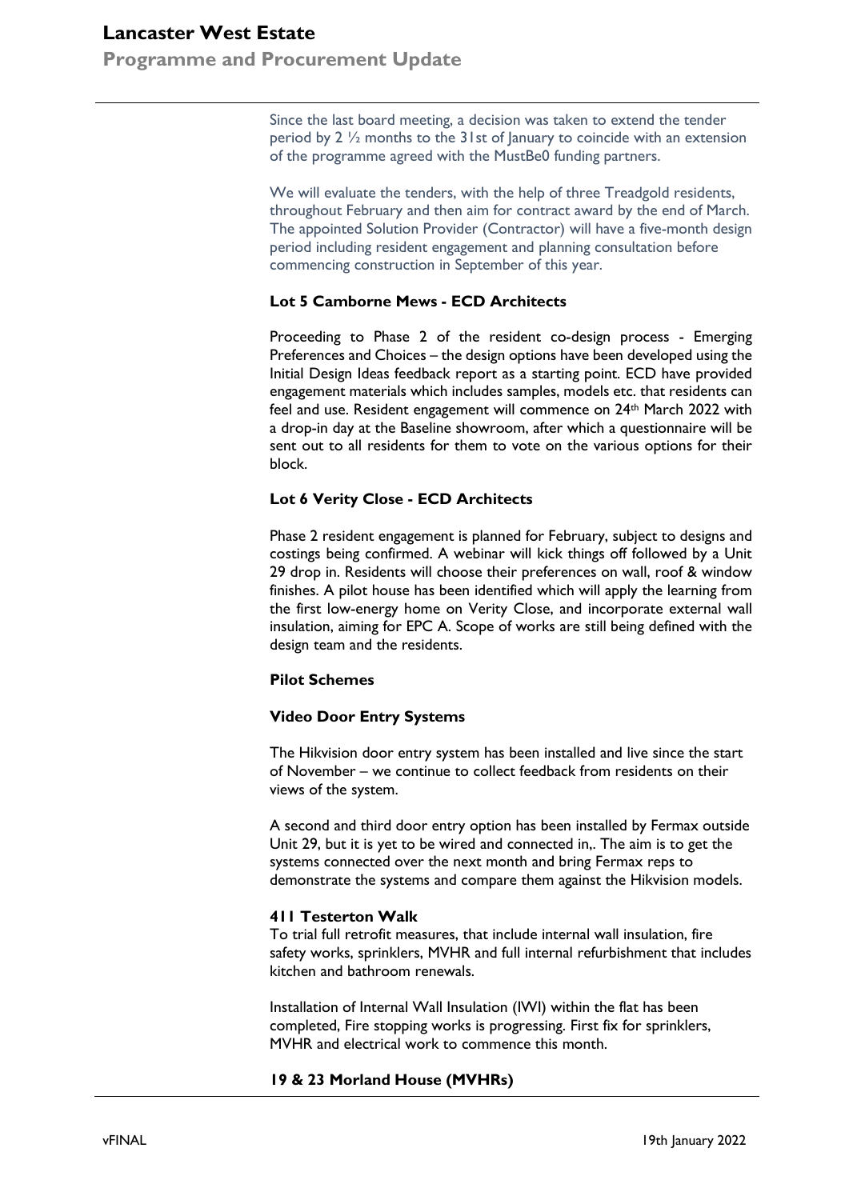Since the last board meeting, a decision was taken to extend the tender period by 2 ½ months to the 31st of January to coincide with an extension of the programme agreed with the MustBe0 funding partners.

We will evaluate the tenders, with the help of three Treadgold residents, throughout February and then aim for contract award by the end of March. The appointed Solution Provider (Contractor) will have a five-month design period including resident engagement and planning consultation before commencing construction in September of this year.

**Lot 5 Camborne Mews - ECD Architects**

Proceeding to Phase 2 of the resident co-design process - Emerging Preferences and Choices – the design options have been developed using the Initial Design Ideas feedback report as a starting point. ECD have provided engagement materials which includes samples, models etc. that residents can feel and use. Resident engagement will commence on 24th March 2022 with a drop-in day at the Baseline showroom, after which a questionnaire will be sent out to all residents for them to vote on the various options for their block.

**Lot 6 Verity Close - ECD Architects**

Phase 2 resident engagement is planned for February, subject to designs and costings being confirmed. A webinar will kick things off followed by a Unit 29 drop in. Residents will choose their preferences on wall, roof & window finishes. A pilot house has been identified which will apply the learning from the first low-energy home on Verity Close, and incorporate external wall insulation, aiming for EPC A. Scope of works are still being defined with the design team and the residents.

**Pilot Schemes**

**Video Door Entry Systems**

The Hikvision door entry system has been installed and live since the start of November – we continue to collect feedback from residents on their views of the system.

A second and third door entry option has been installed by Fermax outside Unit 29, but it is yet to be wired and connected in,. The aim is to get the systems connected over the next month and bring Fermax reps to demonstrate the systems and compare them against the Hikvision models.

**411 Testerton Walk**

To trial full retrofit measures, that include internal wall insulation, fire safety works, sprinklers, MVHR and full internal refurbishment that includes kitchen and bathroom renewals.

Installation of Internal Wall Insulation (IWI) within the flat has been completed, Fire stopping works is progressing. First fix for sprinklers, MVHR and electrical work to commence this month.

**19 & 23 Morland House (MVHRs)**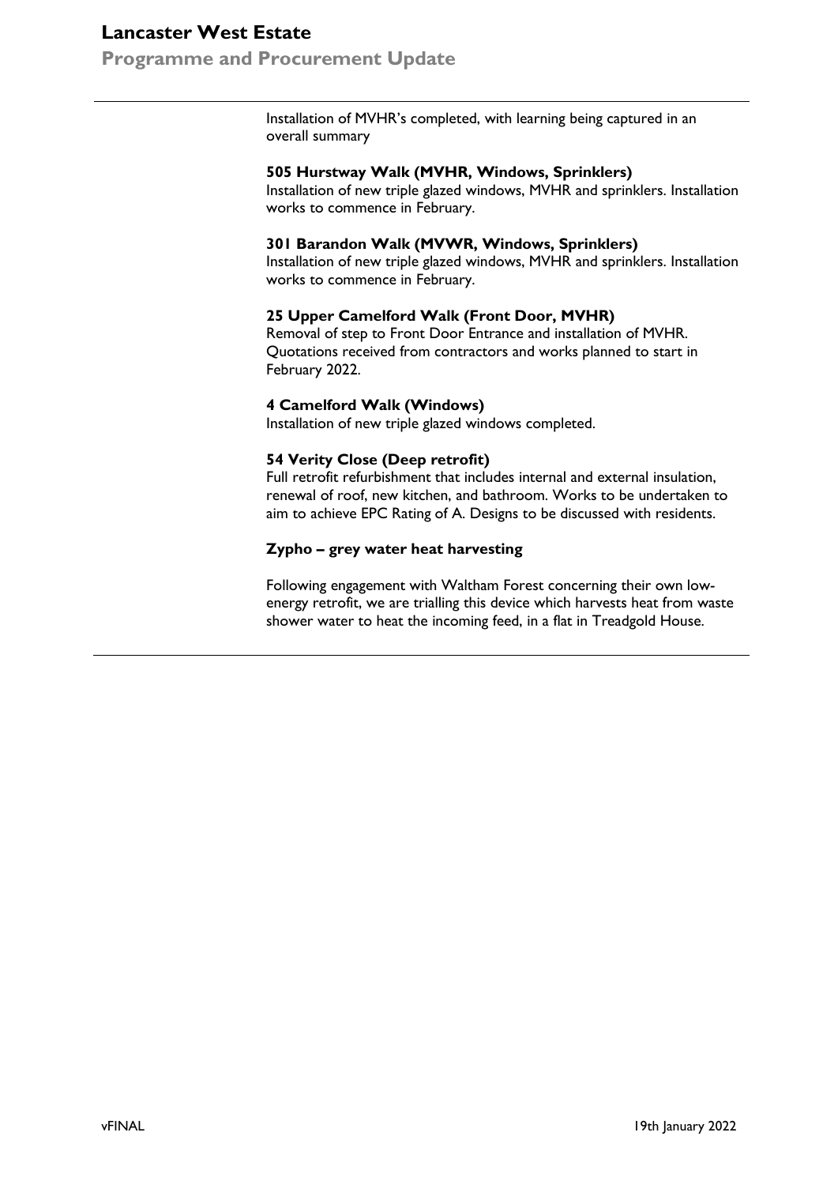Installation of MVHR's completed, with learning being captured in an overall summary

**505 Hurstway Walk (MVHR, Windows, Sprinklers)**
Installation of new triple glazed windows, MVHR and sprinklers. Installation works to commence in February.

**301 Barandon Walk (MVWR, Windows, Sprinklers)**
Installation of new triple glazed windows, MVHR and sprinklers. Installation works to commence in February.

**25 Upper Camelford Walk (Front Door, MVHR)**
Removal of step to Front Door Entrance and installation of MVHR. Quotations received from contractors and works planned to start in February 2022.

**4 Camelford Walk (Windows)**
Installation of new triple glazed windows completed.

**54 Verity Close (Deep retrofit)**
Full retrofit refurbishment that includes internal and external insulation, renewal of roof, new kitchen, and bathroom. Works to be undertaken to aim to achieve EPC Rating of A. Designs to be discussed with residents.

**Zypho – grey water heat harvesting**

Following engagement with Waltham Forest concerning their own low-energy retrofit, we are trialling this device which harvests heat from waste shower water to heat the incoming feed, in a flat in Treadgold House.